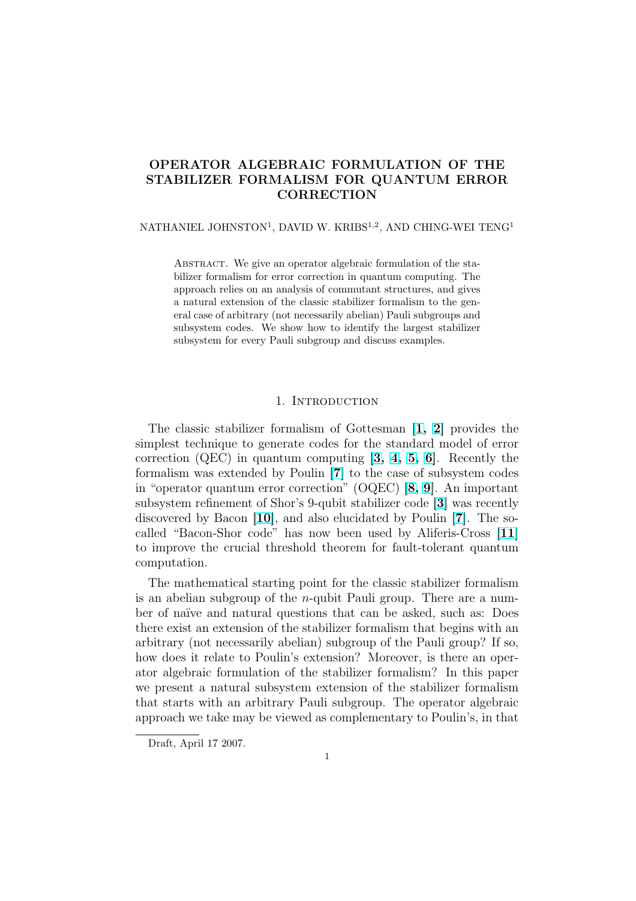# OPERATOR ALGEBRAIC FORMULATION OF THE STABILIZER FORMALISM FOR QUANTUM ERROR CORRECTION

NATHANIEL JOHNSTON[1], DAVID W. KRIBS[1,2], AND CHING-WEI TENG[1]

Abstract. We give an operator algebraic formulation of the stabilizer formalism for error correction in quantum computing. The approach relies on an analysis of commutant structures, and gives a natural extension of the classic stabilizer formalism to the general case of arbitrary (not necessarily abelian) Pauli subgroups and subsystem codes. We show how to identify the largest stabilizer subsystem for every Pauli subgroup and discuss examples.

## 1. Introduction

The classic stabilizer formalism of Gottesman [1, 2] provides the simplest technique to generate codes for the standard model of error correction (QEC) in quantum computing [3, 4, 5, 6]. Recently the formalism was extended by Poulin [7] to the case of subsystem codes in "operator quantum error correction" (OQEC) [8, 9]. An important subsystem refinement of Shor's 9-qubit stabilizer code [3] was recently discovered by Bacon [10], and also elucidated by Poulin [7]. The so-called "Bacon-Shor code" has now been used by Aliferis-Cross [11] to improve the crucial threshold theorem for fault-tolerant quantum computation.

The mathematical starting point for the classic stabilizer formalism is an abelian subgroup of the $n$-qubit Pauli group. There are a number of naïve and natural questions that can be asked, such as: Does there exist an extension of the stabilizer formalism that begins with an arbitrary (not necessarily abelian) subgroup of the Pauli group? If so, how does it relate to Poulin's extension? Moreover, is there an operator algebraic formulation of the stabilizer formalism? In this paper we present a natural subsystem extension of the stabilizer formalism that starts with an arbitrary Pauli subgroup. The operator algebraic approach we take may be viewed as complementary to Poulin's, in that

Draft, April 17 2007.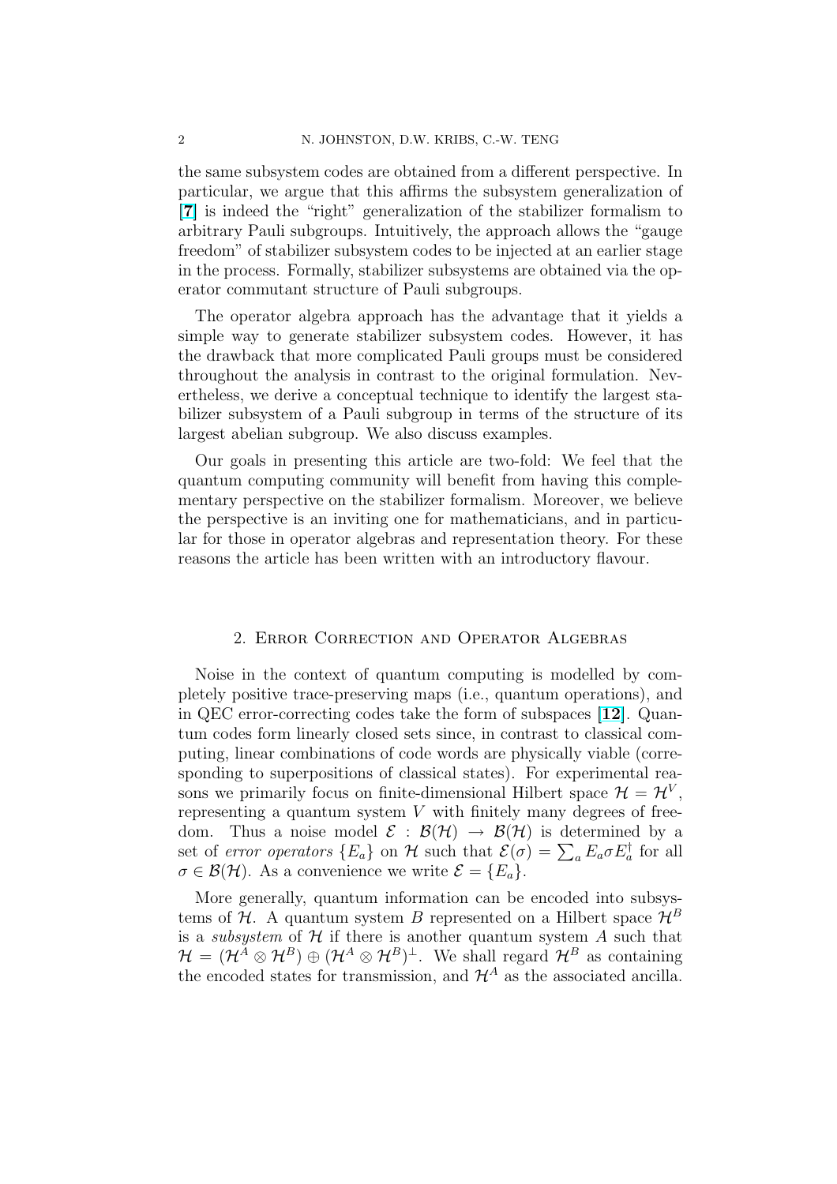the same subsystem codes are obtained from a different perspective. In particular, we argue that this affirms the subsystem generalization of [7] is indeed the "right" generalization of the stabilizer formalism to arbitrary Pauli subgroups. Intuitively, the approach allows the "gauge freedom" of stabilizer subsystem codes to be injected at an earlier stage in the process. Formally, stabilizer subsystems are obtained via the operator commutant structure of Pauli subgroups.

The operator algebra approach has the advantage that it yields a simple way to generate stabilizer subsystem codes. However, it has the drawback that more complicated Pauli groups must be considered throughout the analysis in contrast to the original formulation. Nevertheless, we derive a conceptual technique to identify the largest stabilizer subsystem of a Pauli subgroup in terms of the structure of its largest abelian subgroup. We also discuss examples.

Our goals in presenting this article are two-fold: We feel that the quantum computing community will benefit from having this complementary perspective on the stabilizer formalism. Moreover, we believe the perspective is an inviting one for mathematicians, and in particular for those in operator algebras and representation theory. For these reasons the article has been written with an introductory flavour.

## 2. Error Correction and Operator Algebras

Noise in the context of quantum computing is modelled by completely positive trace-preserving maps (i.e., quantum operations), and in QEC error-correcting codes take the form of subspaces [12]. Quantum codes form linearly closed sets since, in contrast to classical computing, linear combinations of code words are physically viable (corresponding to superpositions of classical states). For experimental reasons we primarily focus on finite-dimensional Hilbert space $\mathcal{H} = \mathcal{H}^V$, representing a quantum system $V$ with finitely many degrees of freedom. Thus a noise model $\mathcal{E} : \mathcal{B}(\mathcal{H}) \rightarrow \mathcal{B}(\mathcal{H})$ is determined by a set of *error operators* $\{E_a\}$ on $\mathcal{H}$ such that $\mathcal{E}(\sigma) = \sum_a E_a \sigma E_a^\dagger$ for all $\sigma \in \mathcal{B}(\mathcal{H})$. As a convenience we write $\mathcal{E} = \{E_a\}$.

More generally, quantum information can be encoded into subsystems of $\mathcal{H}$. A quantum system $B$ represented on a Hilbert space $\mathcal{H}^B$ is a *subsystem* of $\mathcal{H}$ if there is another quantum system $A$ such that $\mathcal{H} = (\mathcal{H}^A \otimes \mathcal{H}^B) \oplus (\mathcal{H}^A \otimes \mathcal{H}^B)^\perp$. We shall regard $\mathcal{H}^B$ as containing the encoded states for transmission, and $\mathcal{H}^A$ as the associated ancilla.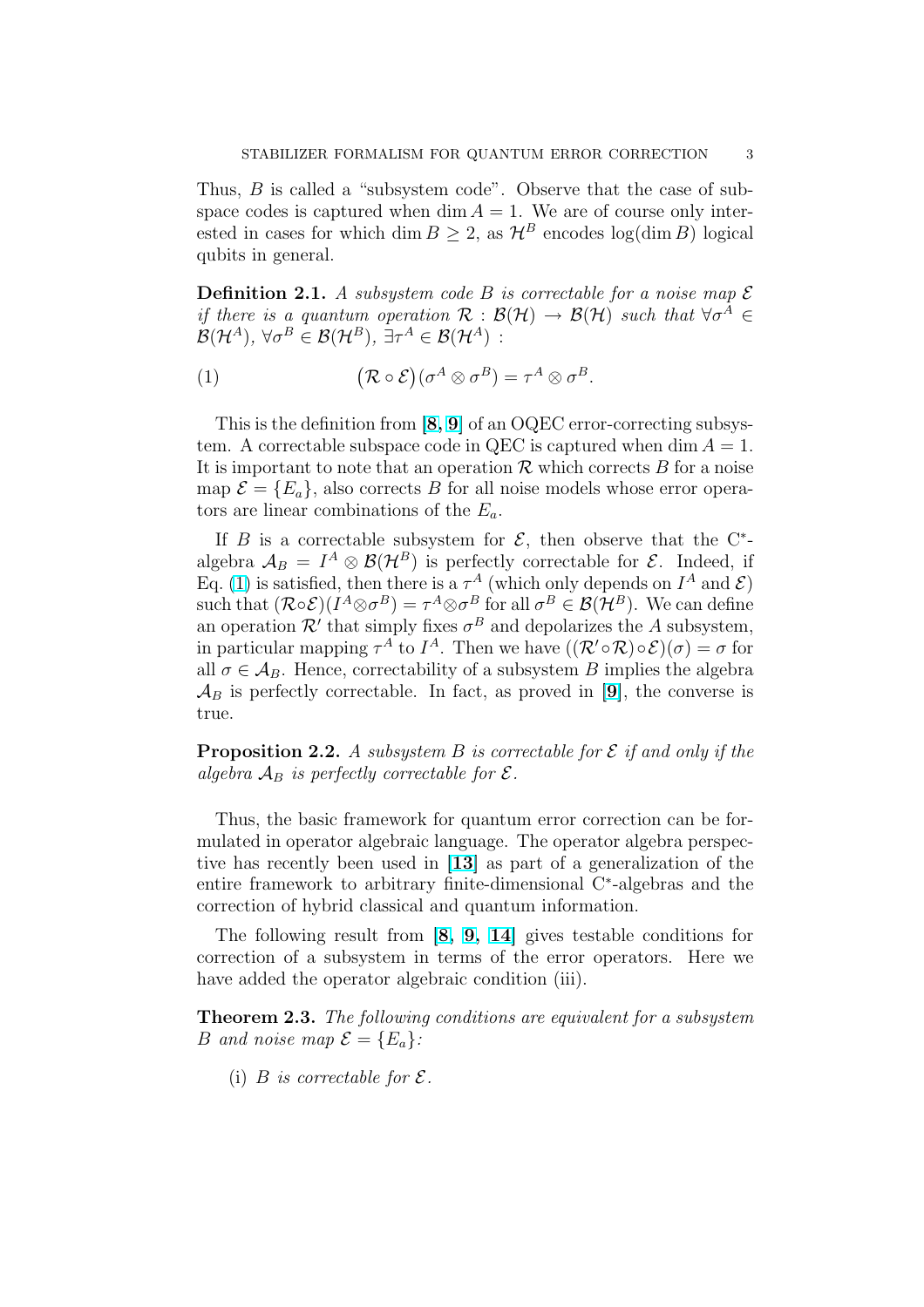Thus, $B$ is called a "subsystem code". Observe that the case of subspace codes is captured when $\dim A = 1$. We are of course only interested in cases for which $\dim B \geq 2$, as $\mathcal{H}^B$ encodes $\log(\dim B)$ logical qubits in general.

**Definition 2.1.** *A subsystem code $B$ is correctable for a noise map $\mathcal{E}$ if there is a quantum operation $\mathcal{R} : \mathcal{B}(\mathcal{H}) \to \mathcal{B}(\mathcal{H})$ such that $\forall \sigma^A \in \mathcal{B}(\mathcal{H}^A)$, $\forall \sigma^B \in \mathcal{B}(\mathcal{H}^B)$, $\exists \tau^A \in \mathcal{B}(\mathcal{H}^A)$ :*

$$\big(\mathcal{R} \circ \mathcal{E}\big)(\sigma^A \otimes \sigma^B) = \tau^A \otimes \sigma^B. \tag{1}$$

This is the definition from [8, 9] of an OQEC error-correcting subsystem. A correctable subspace code in QEC is captured when $\dim A = 1$. It is important to note that an operation $\mathcal{R}$ which corrects $B$ for a noise map $\mathcal{E} = \{E_a\}$, also corrects $B$ for all noise models whose error operators are linear combinations of the $E_a$.

If $B$ is a correctable subsystem for $\mathcal{E}$, then observe that the C*-algebra $\mathcal{A}_B = I^A \otimes \mathcal{B}(\mathcal{H}^B)$ is perfectly correctable for $\mathcal{E}$. Indeed, if Eq. (1) is satisfied, then there is a $\tau^A$ (which only depends on $I^A$ and $\mathcal{E}$) such that $(\mathcal{R} \circ \mathcal{E})(I^A \otimes \sigma^B) = \tau^A \otimes \sigma^B$ for all $\sigma^B \in \mathcal{B}(\mathcal{H}^B)$. We can define an operation $\mathcal{R}'$ that simply fixes $\sigma^B$ and depolarizes the $A$ subsystem, in particular mapping $\tau^A$ to $I^A$. Then we have $((\mathcal{R}' \circ \mathcal{R}) \circ \mathcal{E})(\sigma) = \sigma$ for all $\sigma \in \mathcal{A}_B$. Hence, correctability of a subsystem $B$ implies the algebra $\mathcal{A}_B$ is perfectly correctable. In fact, as proved in [9], the converse is true.

**Proposition 2.2.** *A subsystem $B$ is correctable for $\mathcal{E}$ if and only if the algebra $\mathcal{A}_B$ is perfectly correctable for $\mathcal{E}$.*

Thus, the basic framework for quantum error correction can be formulated in operator algebraic language. The operator algebra perspective has recently been used in [13] as part of a generalization of the entire framework to arbitrary finite-dimensional C*-algebras and the correction of hybrid classical and quantum information.

The following result from [8, 9, 14] gives testable conditions for correction of a subsystem in terms of the error operators. Here we have added the operator algebraic condition (iii).

**Theorem 2.3.** *The following conditions are equivalent for a subsystem $B$ and noise map $\mathcal{E} = \{E_a\}$:*

(i) *$B$ is correctable for $\mathcal{E}$.*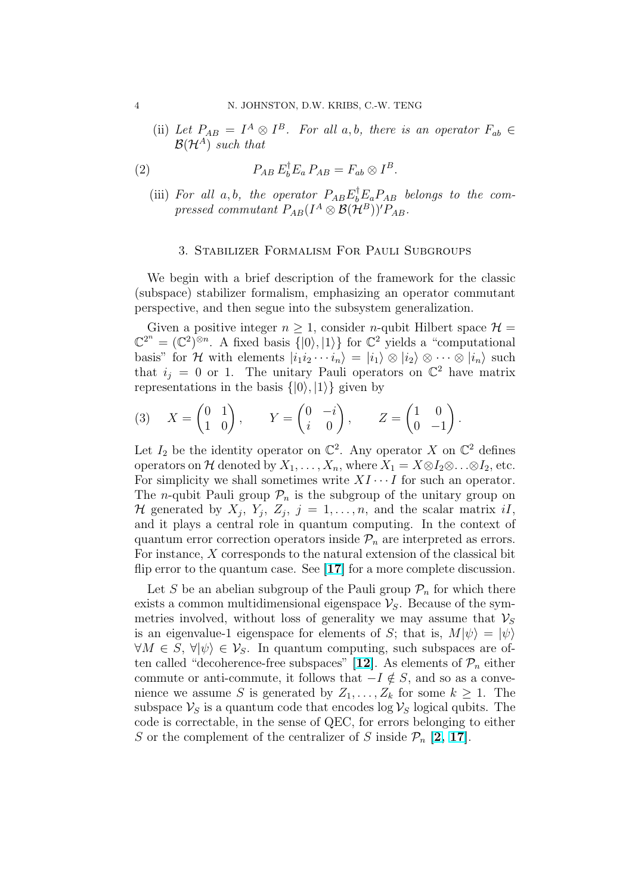(ii) *Let* $P_{AB} = I^A \otimes I^B$. *For all* $a, b$, *there is an operator* $F_{ab} \in \mathcal{B}(\mathcal{H}^A)$ *such that*

$$P_{AB}\, E_b^\dagger E_a\, P_{AB} = F_{ab} \otimes I^B. \tag{2}$$

(iii) *For all* $a, b$, *the operator* $P_{AB} E_b^\dagger E_a P_{AB}$ *belongs to the compressed commutant* $P_{AB}(I^A \otimes \mathcal{B}(\mathcal{H}^B))' P_{AB}$.

## 3. Stabilizer Formalism For Pauli Subgroups

We begin with a brief description of the framework for the classic (subspace) stabilizer formalism, emphasizing an operator commutant perspective, and then segue into the subsystem generalization.

Given a positive integer $n \geq 1$, consider $n$-qubit Hilbert space $\mathcal{H} = \mathbb{C}^{2^n} = (\mathbb{C}^2)^{\otimes n}$. A fixed basis $\{|0\rangle, |1\rangle\}$ for $\mathbb{C}^2$ yields a "computational basis" for $\mathcal{H}$ with elements $|i_1 i_2 \cdots i_n\rangle = |i_1\rangle \otimes |i_2\rangle \otimes \cdots \otimes |i_n\rangle$ such that $i_j = 0$ or $1$. The unitary Pauli operators on $\mathbb{C}^2$ have matrix representations in the basis $\{|0\rangle, |1\rangle\}$ given by

$$X = \begin{pmatrix} 0 & 1 \\ 1 & 0 \end{pmatrix}, \qquad Y = \begin{pmatrix} 0 & -i \\ i & 0 \end{pmatrix}, \qquad Z = \begin{pmatrix} 1 & 0 \\ 0 & -1 \end{pmatrix}. \tag{3}$$

Let $I_2$ be the identity operator on $\mathbb{C}^2$. Any operator $X$ on $\mathbb{C}^2$ defines operators on $\mathcal{H}$ denoted by $X_1, \ldots, X_n$, where $X_1 = X \otimes I_2 \otimes \ldots \otimes I_2$, etc. For simplicity we shall sometimes write $XI \cdots I$ for such an operator. The $n$-qubit Pauli group $\mathcal{P}_n$ is the subgroup of the unitary group on $\mathcal{H}$ generated by $X_j$, $Y_j$, $Z_j$, $j = 1, \ldots, n$, and the scalar matrix $iI$, and it plays a central role in quantum computing. In the context of quantum error correction operators inside $\mathcal{P}_n$ are interpreted as errors. For instance, $X$ corresponds to the natural extension of the classical bit flip error to the quantum case. See **[17]** for a more complete discussion.

Let $S$ be an abelian subgroup of the Pauli group $\mathcal{P}_n$ for which there exists a common multidimensional eigenspace $\mathcal{V}_S$. Because of the symmetries involved, without loss of generality we may assume that $\mathcal{V}_S$ is an eigenvalue-1 eigenspace for elements of $S$; that is, $M|\psi\rangle = |\psi\rangle$ $\forall M \in S$, $\forall |\psi\rangle \in \mathcal{V}_S$. In quantum computing, such subspaces are often called "decoherence-free subspaces" **[12]**. As elements of $\mathcal{P}_n$ either commute or anti-commute, it follows that $-I \notin S$, and so as a convenience we assume $S$ is generated by $Z_1, \ldots, Z_k$ for some $k \geq 1$. The subspace $\mathcal{V}_S$ is a quantum code that encodes $\log \mathcal{V}_S$ logical qubits. The code is correctable, in the sense of QEC, for errors belonging to either $S$ or the complement of the centralizer of $S$ inside $\mathcal{P}_n$ **[2, 17]**.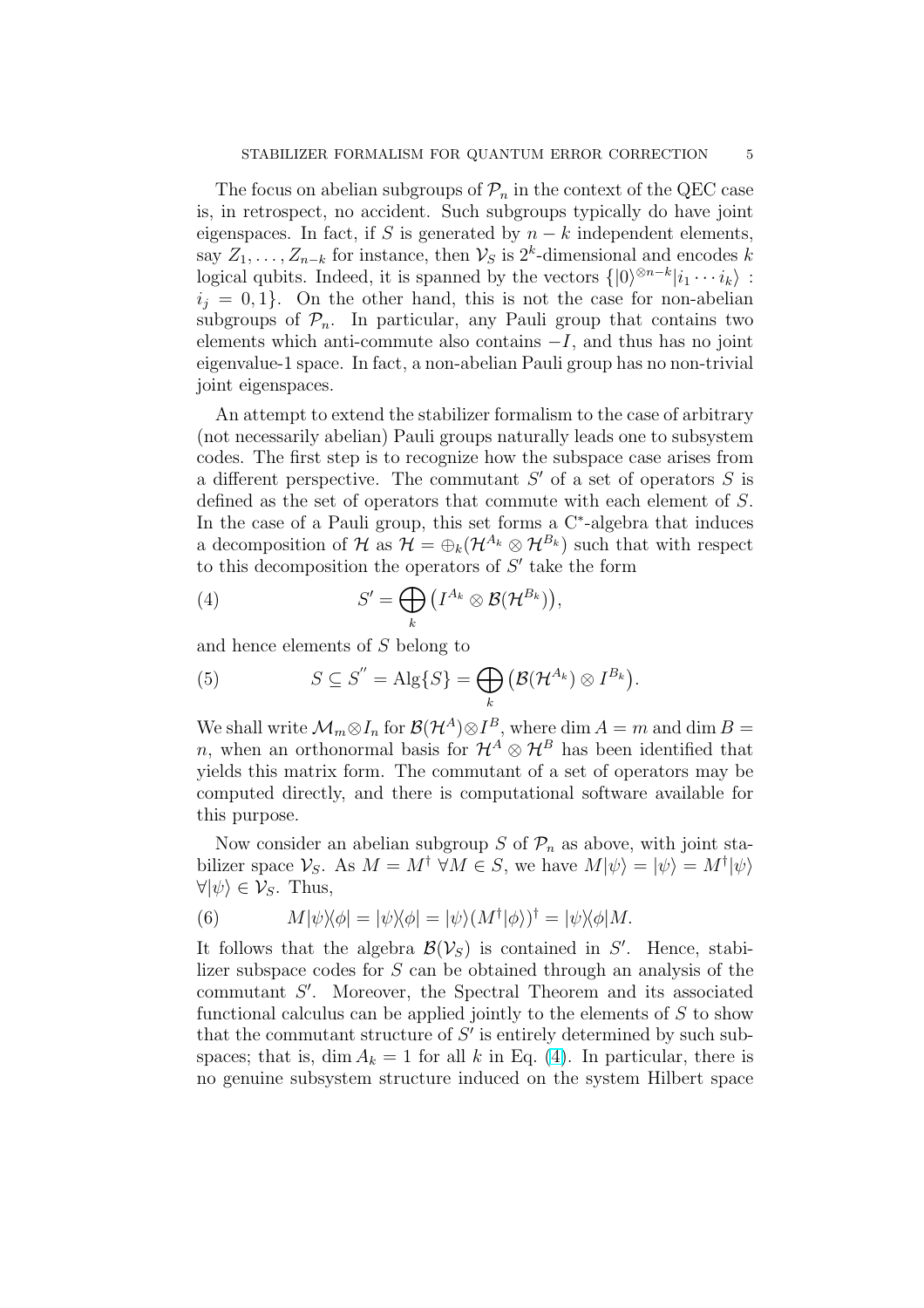The focus on abelian subgroups of $\mathcal{P}_n$ in the context of the QEC case is, in retrospect, no accident. Such subgroups typically do have joint eigenspaces. In fact, if $S$ is generated by $n-k$ independent elements, say $Z_1, \ldots, Z_{n-k}$ for instance, then $\mathcal{V}_S$ is $2^k$-dimensional and encodes $k$ logical qubits. Indeed, it is spanned by the vectors $\{|0\rangle^{\otimes n-k}|i_1 \cdots i_k\rangle : i_j = 0, 1\}$. On the other hand, this is not the case for non-abelian subgroups of $\mathcal{P}_n$. In particular, any Pauli group that contains two elements which anti-commute also contains $-I$, and thus has no joint eigenvalue-1 space. In fact, a non-abelian Pauli group has no non-trivial joint eigenspaces.

An attempt to extend the stabilizer formalism to the case of arbitrary (not necessarily abelian) Pauli groups naturally leads one to subsystem codes. The first step is to recognize how the subspace case arises from a different perspective. The commutant $S'$ of a set of operators $S$ is defined as the set of operators that commute with each element of $S$. In the case of a Pauli group, this set forms a C$^*$-algebra that induces a decomposition of $\mathcal{H}$ as $\mathcal{H} = \oplus_k(\mathcal{H}^{A_k} \otimes \mathcal{H}^{B_k})$ such that with respect to this decomposition the operators of $S'$ take the form

$$S' = \bigoplus_k \big(I^{A_k} \otimes \mathcal{B}(\mathcal{H}^{B_k})\big), \tag{4}$$

and hence elements of $S$ belong to

$$S \subseteq S'' = \mathrm{Alg}\{S\} = \bigoplus_k \big(\mathcal{B}(\mathcal{H}^{A_k}) \otimes I^{B_k}\big). \tag{5}$$

We shall write $\mathcal{M}_m \otimes I_n$ for $\mathcal{B}(\mathcal{H}^A) \otimes I^B$, where $\dim A = m$ and $\dim B = n$, when an orthonormal basis for $\mathcal{H}^A \otimes \mathcal{H}^B$ has been identified that yields this matrix form. The commutant of a set of operators may be computed directly, and there is computational software available for this purpose.

Now consider an abelian subgroup $S$ of $\mathcal{P}_n$ as above, with joint stabilizer space $\mathcal{V}_S$. As $M = M^\dagger \ \forall M \in S$, we have $M|\psi\rangle = |\psi\rangle = M^\dagger|\psi\rangle$ $\forall |\psi\rangle \in \mathcal{V}_S$. Thus,

$$M|\psi\rangle\langle\phi| = |\psi\rangle\langle\phi| = |\psi\rangle(M^\dagger|\phi\rangle)^\dagger = |\psi\rangle\langle\phi|M. \tag{6}$$

It follows that the algebra $\mathcal{B}(\mathcal{V}_S)$ is contained in $S'$. Hence, stabilizer subspace codes for $S$ can be obtained through an analysis of the commutant $S'$. Moreover, the Spectral Theorem and its associated functional calculus can be applied jointly to the elements of $S$ to show that the commutant structure of $S'$ is entirely determined by such subspaces; that is, $\dim A_k = 1$ for all $k$ in Eq. (4). In particular, there is no genuine subsystem structure induced on the system Hilbert space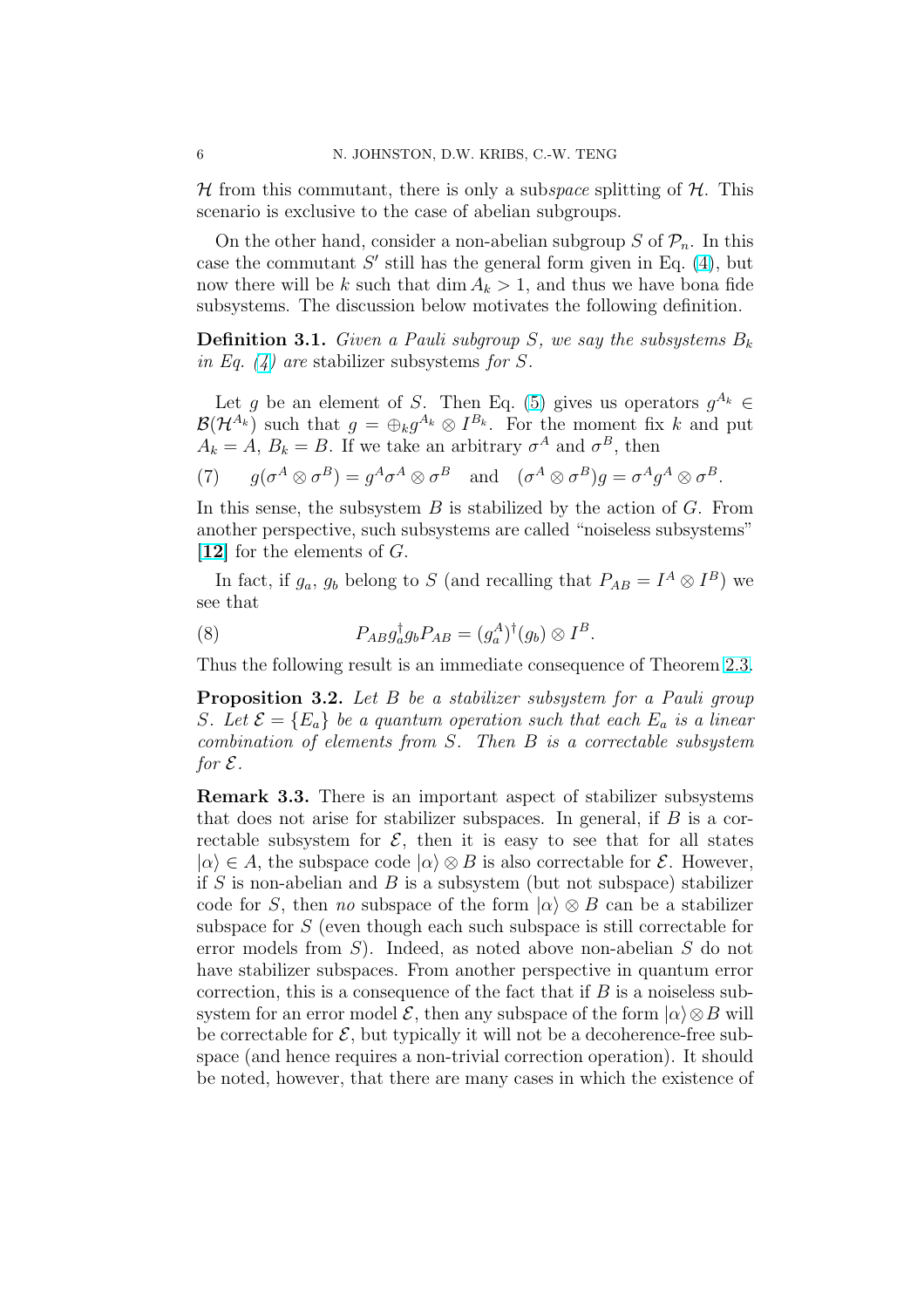$\mathcal{H}$ from this commutant, there is only a sub*space* splitting of $\mathcal{H}$. This scenario is exclusive to the case of abelian subgroups.

On the other hand, consider a non-abelian subgroup $S$ of $\mathcal{P}_n$. In this case the commutant $S'$ still has the general form given in Eq. (4), but now there will be $k$ such that $\dim A_k > 1$, and thus we have bona fide subsystems. The discussion below motivates the following definition.

**Definition 3.1.** *Given a Pauli subgroup $S$, we say the subsystems $B_k$ in Eq. (4) are* stabilizer subsystems *for $S$.*

Let $g$ be an element of $S$. Then Eq. (5) gives us operators $g^{A_k} \in \mathcal{B}(\mathcal{H}^{A_k})$ such that $g = \oplus_k g^{A_k} \otimes I^{B_k}$. For the moment fix $k$ and put $A_k = A$, $B_k = B$. If we take an arbitrary $\sigma^A$ and $\sigma^B$, then

$$g(\sigma^A \otimes \sigma^B) = g^A \sigma^A \otimes \sigma^B \quad \text{and} \quad (\sigma^A \otimes \sigma^B) g = \sigma^A g^A \otimes \sigma^B. \tag{7}$$

In this sense, the subsystem $B$ is stabilized by the action of $G$. From another perspective, such subsystems are called "noiseless subsystems" **[12]** for the elements of $G$.

In fact, if $g_a$, $g_b$ belong to $S$ (and recalling that $P_{AB} = I^A \otimes I^B$) we see that

$$P_{AB} g_a^\dagger g_b P_{AB} = (g_a^A)^\dagger (g_b) \otimes I^B. \tag{8}$$

Thus the following result is an immediate consequence of Theorem 2.3.

**Proposition 3.2.** *Let $B$ be a stabilizer subsystem for a Pauli group $S$. Let $\mathcal{E} = \{E_a\}$ be a quantum operation such that each $E_a$ is a linear combination of elements from $S$. Then $B$ is a correctable subsystem for $\mathcal{E}$.*

**Remark 3.3.** There is an important aspect of stabilizer subsystems that does not arise for stabilizer subspaces. In general, if $B$ is a correctable subsystem for $\mathcal{E}$, then it is easy to see that for all states $|\alpha\rangle \in A$, the subspace code $|\alpha\rangle \otimes B$ is also correctable for $\mathcal{E}$. However, if $S$ is non-abelian and $B$ is a subsystem (but not subspace) stabilizer code for $S$, then *no* subspace of the form $|\alpha\rangle \otimes B$ can be a stabilizer subspace for $S$ (even though each such subspace is still correctable for error models from $S$). Indeed, as noted above non-abelian $S$ do not have stabilizer subspaces. From another perspective in quantum error correction, this is a consequence of the fact that if $B$ is a noiseless subsystem for an error model $\mathcal{E}$, then any subspace of the form $|\alpha\rangle \otimes B$ will be correctable for $\mathcal{E}$, but typically it will not be a decoherence-free subspace (and hence requires a non-trivial correction operation). It should be noted, however, that there are many cases in which the existence of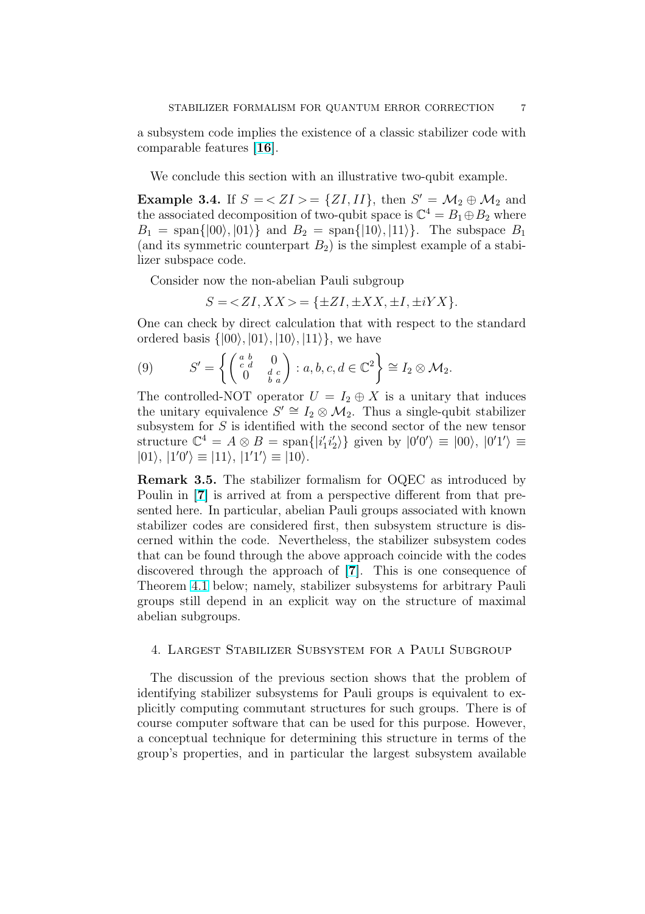a subsystem code implies the existence of a classic stabilizer code with comparable features [16].

We conclude this section with an illustrative two-qubit example.

**Example 3.4.** If $S = < ZI > = \{ZI, II\}$, then $S' = \mathcal{M}_2 \oplus \mathcal{M}_2$ and the associated decomposition of two-qubit space is $\mathbb{C}^4 = B_1 \oplus B_2$ where $B_1 = \text{span}\{|00\rangle, |01\rangle\}$ and $B_2 = \text{span}\{|10\rangle, |11\rangle\}$. The subspace $B_1$ (and its symmetric counterpart $B_2$) is the simplest example of a stabilizer subspace code.

Consider now the non-abelian Pauli subgroup

$$S = < ZI, XX > = \{\pm ZI, \pm XX, \pm I, \pm iYX\}.$$

One can check by direct calculation that with respect to the standard ordered basis $\{|00\rangle, |01\rangle, |10\rangle, |11\rangle\}$, we have

$$S' = \left\{ \begin{pmatrix} \begin{smallmatrix} a & b \\ c & d \end{smallmatrix} & 0 \\ 0 & \begin{smallmatrix} d & c \\ b & a \end{smallmatrix} \end{pmatrix} : a, b, c, d \in \mathbb{C}^2 \right\} \cong I_2 \otimes \mathcal{M}_2. \tag{9}$$

The controlled-NOT operator $U = I_2 \oplus X$ is a unitary that induces the unitary equivalence $S' \cong I_2 \otimes \mathcal{M}_2$. Thus a single-qubit stabilizer subsystem for $S$ is identified with the second sector of the new tensor structure $\mathbb{C}^4 = A \otimes B = \text{span}\{|i_1' i_2'\rangle\}$ given by $|0'0'\rangle \equiv |00\rangle$, $|0'1'\rangle \equiv |01\rangle$, $|1'0'\rangle \equiv |11\rangle$, $|1'1'\rangle \equiv |10\rangle$.

**Remark 3.5.** The stabilizer formalism for OQEC as introduced by Poulin in [7] is arrived at from a perspective different from that presented here. In particular, abelian Pauli groups associated with known stabilizer codes are considered first, then subsystem structure is discerned within the code. Nevertheless, the stabilizer subsystem codes that can be found through the above approach coincide with the codes discovered through the approach of [7]. This is one consequence of Theorem 4.1 below; namely, stabilizer subsystems for arbitrary Pauli groups still depend in an explicit way on the structure of maximal abelian subgroups.

## 4. Largest Stabilizer Subsystem for a Pauli Subgroup

The discussion of the previous section shows that the problem of identifying stabilizer subsystems for Pauli groups is equivalent to explicitly computing commutant structures for such groups. There is of course computer software that can be used for this purpose. However, a conceptual technique for determining this structure in terms of the group's properties, and in particular the largest subsystem available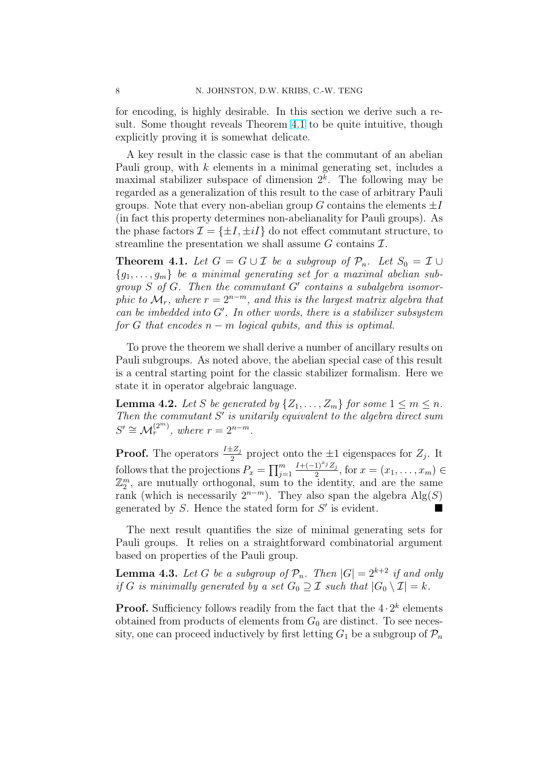for encoding, is highly desirable. In this section we derive such a result. Some thought reveals Theorem 4.1 to be quite intuitive, though explicitly proving it is somewhat delicate.

A key result in the classic case is that the commutant of an abelian Pauli group, with $k$ elements in a minimal generating set, includes a maximal stabilizer subspace of dimension $2^k$. The following may be regarded as a generalization of this result to the case of arbitrary Pauli groups. Note that every non-abelian group $G$ contains the elements $\pm I$ (in fact this property determines non-abelianality for Pauli groups). As the phase factors $\mathcal{I} = \{\pm I, \pm iI\}$ do not effect commutant structure, to streamline the presentation we shall assume $G$ contains $\mathcal{I}$.

**Theorem 4.1.** *Let $G = G \cup \mathcal{I}$ be a subgroup of $\mathcal{P}_n$. Let $S_0 = \mathcal{I} \cup \{g_1, \ldots, g_m\}$ be a minimal generating set for a maximal abelian subgroup $S$ of $G$. Then the commutant $G'$ contains a subalgebra isomorphic to $\mathcal{M}_r$, where $r = 2^{n-m}$, and this is the largest matrix algebra that can be imbedded into $G'$. In other words, there is a stabilizer subsystem for $G$ that encodes $n - m$ logical qubits, and this is optimal.*

To prove the theorem we shall derive a number of ancillary results on Pauli subgroups. As noted above, the abelian special case of this result is a central starting point for the classic stabilizer formalism. Here we state it in operator algebraic language.

**Lemma 4.2.** *Let $S$ be generated by $\{Z_1, \ldots, Z_m\}$ for some $1 \leq m \leq n$. Then the commutant $S'$ is unitarily equivalent to the algebra direct sum $S' \cong \mathcal{M}_r^{(2^m)}$, where $r = 2^{n-m}$.*

**Proof.** The operators $\frac{I \pm Z_j}{2}$ project onto the $\pm 1$ eigenspaces for $Z_j$. It follows that the projections $P_x = \prod_{j=1}^m \frac{I + (-1)^{x_j} Z_j}{2}$, for $x = (x_1, \ldots, x_m) \in \mathbb{Z}_2^m$, are mutually orthogonal, sum to the identity, and are the same rank (which is necessarily $2^{n-m}$). They also span the algebra $\mathrm{Alg}(S)$ generated by $S$. Hence the stated form for $S'$ is evident. ■

The next result quantifies the size of minimal generating sets for Pauli groups. It relies on a straightforward combinatorial argument based on properties of the Pauli group.

**Lemma 4.3.** *Let $G$ be a subgroup of $\mathcal{P}_n$. Then $|G| = 2^{k+2}$ if and only if $G$ is minimally generated by a set $G_0 \supseteq \mathcal{I}$ such that $|G_0 \setminus \mathcal{I}| = k$.*

**Proof.** Sufficiency follows readily from the fact that the $4 \cdot 2^k$ elements obtained from products of elements from $G_0$ are distinct. To see necessity, one can proceed inductively by first letting $G_1$ be a subgroup of $\mathcal{P}_n$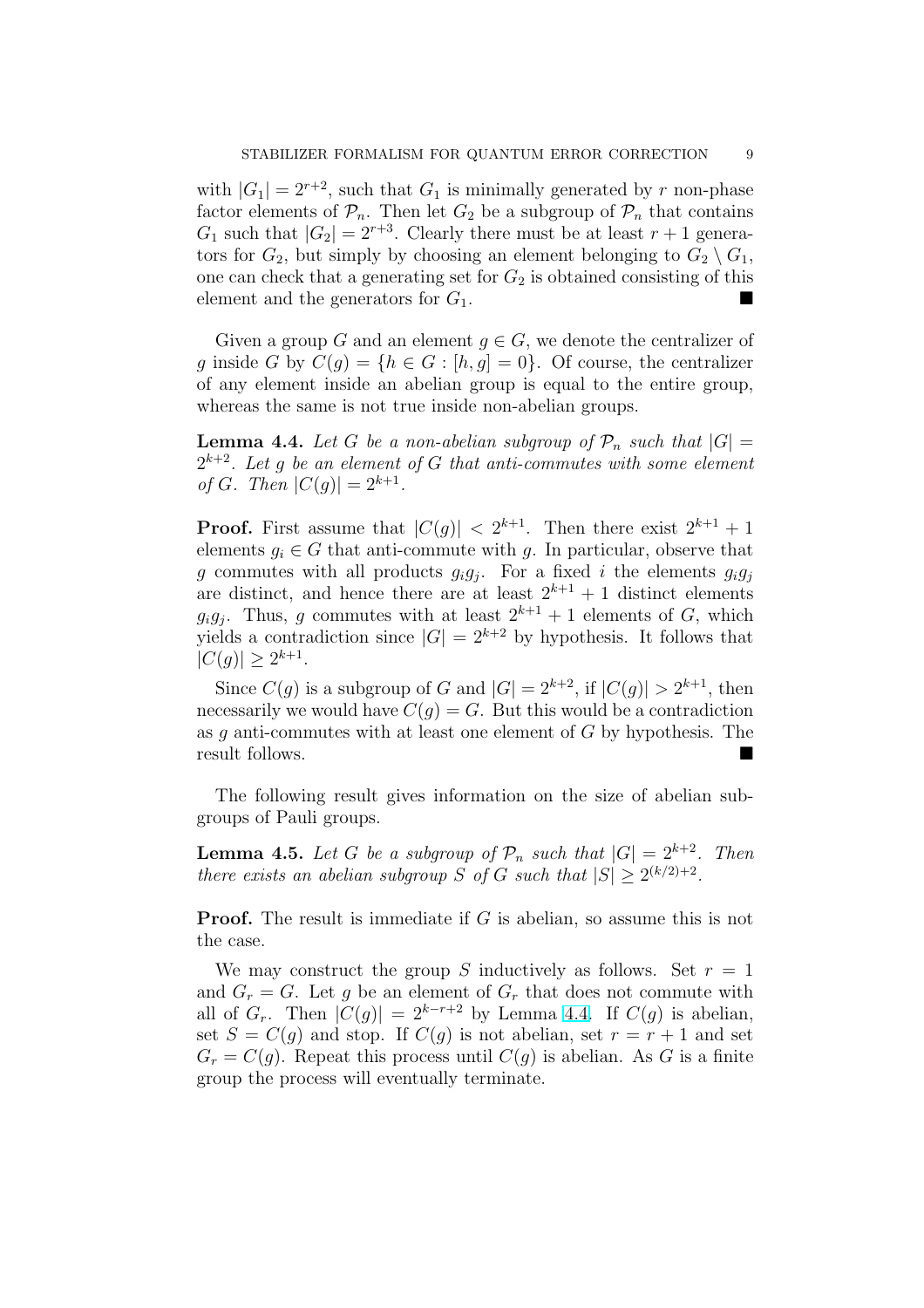with $|G_1| = 2^{r+2}$, such that $G_1$ is minimally generated by $r$ non-phase factor elements of $\mathcal{P}_n$. Then let $G_2$ be a subgroup of $\mathcal{P}_n$ that contains $G_1$ such that $|G_2| = 2^{r+3}$. Clearly there must be at least $r+1$ generators for $G_2$, but simply by choosing an element belonging to $G_2 \setminus G_1$, one can check that a generating set for $G_2$ is obtained consisting of this element and the generators for $G_1$. ■

Given a group $G$ and an element $g \in G$, we denote the centralizer of $g$ inside $G$ by $C(g) = \{h \in G : [h, g] = 0\}$. Of course, the centralizer of any element inside an abelian group is equal to the entire group, whereas the same is not true inside non-abelian groups.

**Lemma 4.4.** *Let $G$ be a non-abelian subgroup of $\mathcal{P}_n$ such that $|G| = 2^{k+2}$. Let $g$ be an element of $G$ that anti-commutes with some element of $G$. Then $|C(g)| = 2^{k+1}$.*

**Proof.** First assume that $|C(g)| < 2^{k+1}$. Then there exist $2^{k+1}+1$ elements $g_i \in G$ that anti-commute with $g$. In particular, observe that $g$ commutes with all products $g_i g_j$. For a fixed $i$ the elements $g_i g_j$ are distinct, and hence there are at least $2^{k+1}+1$ distinct elements $g_i g_j$. Thus, $g$ commutes with at least $2^{k+1}+1$ elements of $G$, which yields a contradiction since $|G| = 2^{k+2}$ by hypothesis. It follows that $|C(g)| \geq 2^{k+1}$.

Since $C(g)$ is a subgroup of $G$ and $|G| = 2^{k+2}$, if $|C(g)| > 2^{k+1}$, then necessarily we would have $C(g) = G$. But this would be a contradiction as $g$ anti-commutes with at least one element of $G$ by hypothesis. The result follows. ■

The following result gives information on the size of abelian subgroups of Pauli groups.

**Lemma 4.5.** *Let $G$ be a subgroup of $\mathcal{P}_n$ such that $|G| = 2^{k+2}$. Then there exists an abelian subgroup $S$ of $G$ such that $|S| \geq 2^{(k/2)+2}$.*

**Proof.** The result is immediate if $G$ is abelian, so assume this is not the case.

We may construct the group $S$ inductively as follows. Set $r = 1$ and $G_r = G$. Let $g$ be an element of $G_r$ that does not commute with all of $G_r$. Then $|C(g)| = 2^{k-r+2}$ by Lemma 4.4. If $C(g)$ is abelian, set $S = C(g)$ and stop. If $C(g)$ is not abelian, set $r = r+1$ and set $G_r = C(g)$. Repeat this process until $C(g)$ is abelian. As $G$ is a finite group the process will eventually terminate.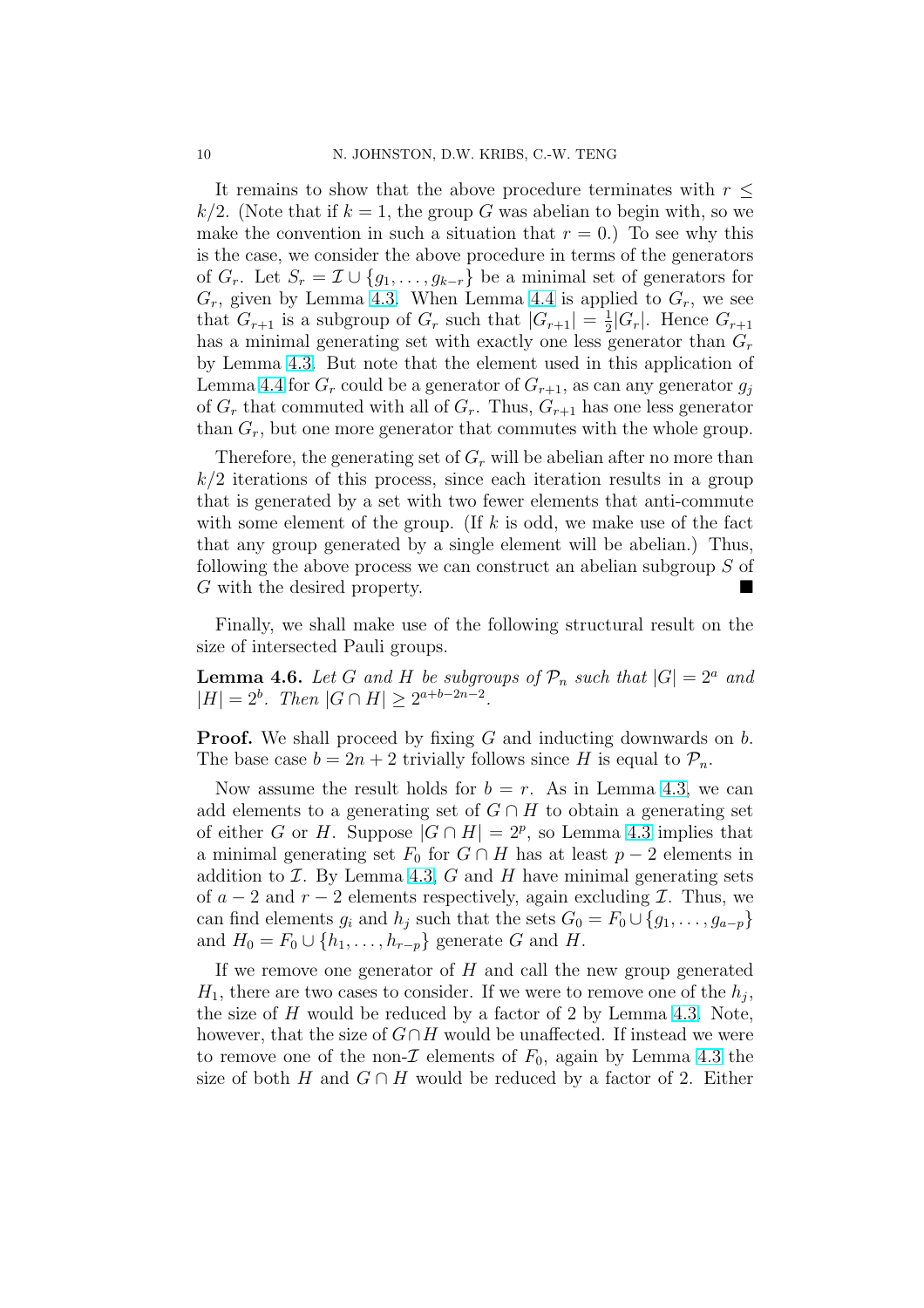It remains to show that the above procedure terminates with $r \leq k/2$. (Note that if $k = 1$, the group $G$ was abelian to begin with, so we make the convention in such a situation that $r = 0$.) To see why this is the case, we consider the above procedure in terms of the generators of $G_r$. Let $S_r = \mathcal{I} \cup \{g_1, \ldots, g_{k-r}\}$ be a minimal set of generators for $G_r$, given by Lemma 4.3. When Lemma 4.4 is applied to $G_r$, we see that $G_{r+1}$ is a subgroup of $G_r$ such that $|G_{r+1}| = \frac{1}{2}|G_r|$. Hence $G_{r+1}$ has a minimal generating set with exactly one less generator than $G_r$ by Lemma 4.3. But note that the element used in this application of Lemma 4.4 for $G_r$ could be a generator of $G_{r+1}$, as can any generator $g_j$ of $G_r$ that commuted with all of $G_r$. Thus, $G_{r+1}$ has one less generator than $G_r$, but one more generator that commutes with the whole group.

Therefore, the generating set of $G_r$ will be abelian after no more than $k/2$ iterations of this process, since each iteration results in a group that is generated by a set with two fewer elements that anti-commute with some element of the group. (If $k$ is odd, we make use of the fact that any group generated by a single element will be abelian.) Thus, following the above process we can construct an abelian subgroup $S$ of $G$ with the desired property. ∎

Finally, we shall make use of the following structural result on the size of intersected Pauli groups.

**Lemma 4.6.** *Let $G$ and $H$ be subgroups of $\mathcal{P}_n$ such that $|G| = 2^a$ and $|H| = 2^b$. Then $|G \cap H| \geq 2^{a+b-2n-2}$.*

**Proof.** We shall proceed by fixing $G$ and inducting downwards on $b$. The base case $b = 2n + 2$ trivially follows since $H$ is equal to $\mathcal{P}_n$.

Now assume the result holds for $b = r$. As in Lemma 4.3, we can add elements to a generating set of $G \cap H$ to obtain a generating set of either $G$ or $H$. Suppose $|G \cap H| = 2^p$, so Lemma 4.3 implies that a minimal generating set $F_0$ for $G \cap H$ has at least $p - 2$ elements in addition to $\mathcal{I}$. By Lemma 4.3, $G$ and $H$ have minimal generating sets of $a - 2$ and $r - 2$ elements respectively, again excluding $\mathcal{I}$. Thus, we can find elements $g_i$ and $h_j$ such that the sets $G_0 = F_0 \cup \{g_1, \ldots, g_{a-p}\}$ and $H_0 = F_0 \cup \{h_1, \ldots, h_{r-p}\}$ generate $G$ and $H$.

If we remove one generator of $H$ and call the new group generated $H_1$, there are two cases to consider. If we were to remove one of the $h_j$, the size of $H$ would be reduced by a factor of 2 by Lemma 4.3. Note, however, that the size of $G \cap H$ would be unaffected. If instead we were to remove one of the non-$\mathcal{I}$ elements of $F_0$, again by Lemma 4.3 the size of both $H$ and $G \cap H$ would be reduced by a factor of 2. Either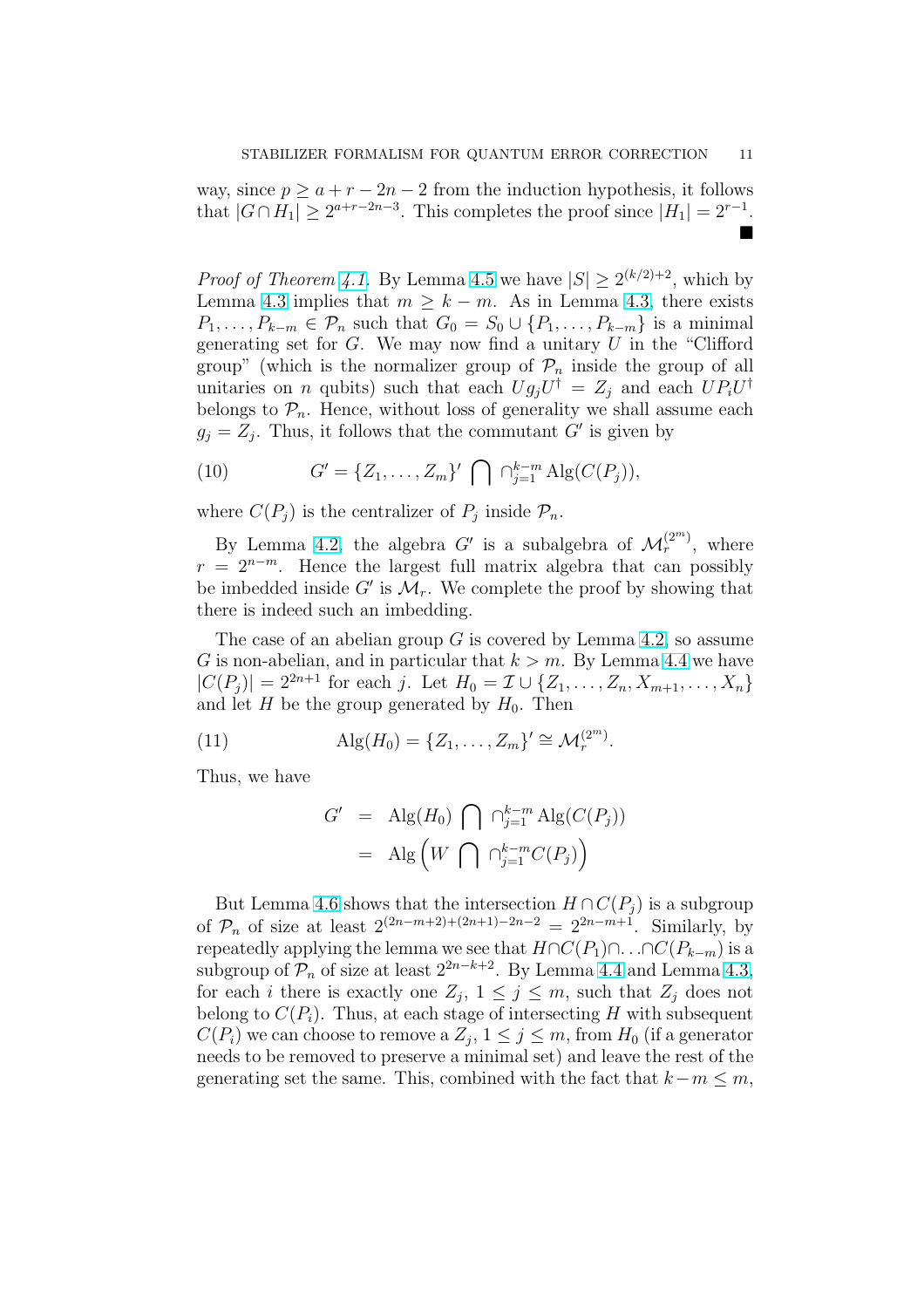way, since $p \geq a + r - 2n - 2$ from the induction hypothesis, it follows that $|G \cap H_1| \geq 2^{a+r-2n-3}$. This completes the proof since $|H_1| = 2^{r-1}$. ■

*Proof of Theorem 4.1.* By Lemma 4.5 we have $|S| \geq 2^{(k/2)+2}$, which by Lemma 4.3 implies that $m \geq k - m$. As in Lemma 4.3, there exists $P_1, \ldots, P_{k-m} \in \mathcal{P}_n$ such that $G_0 = S_0 \cup \{P_1, \ldots, P_{k-m}\}$ is a minimal generating set for $G$. We may now find a unitary $U$ in the "Clifford group" (which is the normalizer group of $\mathcal{P}_n$ inside the group of all unitaries on $n$ qubits) such that each $U g_j U^\dagger = Z_j$ and each $U P_i U^\dagger$ belongs to $\mathcal{P}_n$. Hence, without loss of generality we shall assume each $g_j = Z_j$. Thus, it follows that the commutant $G'$ is given by

$$G' = \{Z_1, \ldots, Z_m\}' \bigcap \cap_{j=1}^{k-m} \mathrm{Alg}(C(P_j)), \tag{10}$$

where $C(P_j)$ is the centralizer of $P_j$ inside $\mathcal{P}_n$.

By Lemma 4.2, the algebra $G'$ is a subalgebra of $\mathcal{M}_r^{(2^m)}$, where $r = 2^{n-m}$. Hence the largest full matrix algebra that can possibly be imbedded inside $G'$ is $\mathcal{M}_r$. We complete the proof by showing that there is indeed such an imbedding.

The case of an abelian group $G$ is covered by Lemma 4.2, so assume $G$ is non-abelian, and in particular that $k > m$. By Lemma 4.4 we have $|C(P_j)| = 2^{2n+1}$ for each $j$. Let $H_0 = \mathcal{I} \cup \{Z_1, \ldots, Z_n, X_{m+1}, \ldots, X_n\}$ and let $H$ be the group generated by $H_0$. Then

$$\mathrm{Alg}(H_0) = \{Z_1, \ldots, Z_m\}' \cong \mathcal{M}_r^{(2^m)}. \tag{11}$$

Thus, we have

$$\begin{aligned} G' &= \mathrm{Alg}(H_0) \bigcap \cap_{j=1}^{k-m} \mathrm{Alg}(C(P_j)) \\ &= \mathrm{Alg}\left(W \bigcap \cap_{j=1}^{k-m} C(P_j)\right) \end{aligned}$$

But Lemma 4.6 shows that the intersection $H \cap C(P_j)$ is a subgroup of $\mathcal{P}_n$ of size at least $2^{(2n-m+2)+(2n+1)-2n-2} = 2^{2n-m+1}$. Similarly, by repeatedly applying the lemma we see that $H \cap C(P_1) \cap \ldots \cap C(P_{k-m})$ is a subgroup of $\mathcal{P}_n$ of size at least $2^{2n-k+2}$. By Lemma 4.4 and Lemma 4.3, for each $i$ there is exactly one $Z_j$, $1 \leq j \leq m$, such that $Z_j$ does not belong to $C(P_i)$. Thus, at each stage of intersecting $H$ with subsequent $C(P_i)$ we can choose to remove a $Z_j$, $1 \leq j \leq m$, from $H_0$ (if a generator needs to be removed to preserve a minimal set) and leave the rest of the generating set the same. This, combined with the fact that $k - m \leq m$,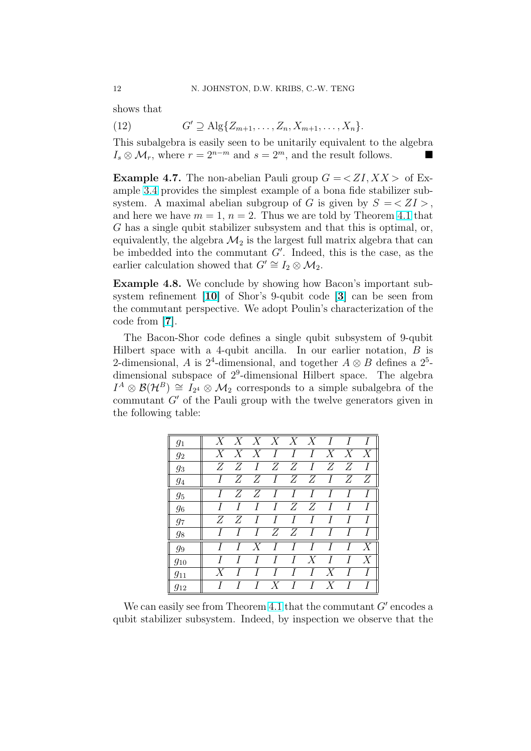shows that

$$G' \supseteq \mathrm{Alg}\{Z_{m+1}, \ldots, Z_n, X_{m+1}, \ldots, X_n\}. \tag{12}$$

This subalgebra is easily seen to be unitarily equivalent to the algebra $I_s \otimes \mathcal{M}_r$, where $r = 2^{n-m}$ and $s = 2^m$, and the result follows. ∎

**Example 4.7.** The non-abelian Pauli group $G = <ZI, XX>$ of Example 3.4 provides the simplest example of a bona fide stabilizer subsystem. A maximal abelian subgroup of $G$ is given by $S = <ZI>$, and here we have $m = 1$, $n = 2$. Thus we are told by Theorem 4.1 that $G$ has a single qubit stabilizer subsystem and that this is optimal, or, equivalently, the algebra $\mathcal{M}_2$ is the largest full matrix algebra that can be imbedded into the commutant $G'$. Indeed, this is the case, as the earlier calculation showed that $G' \cong I_2 \otimes \mathcal{M}_2$.

**Example 4.8.** We conclude by showing how Bacon's important subsystem refinement [**10**] of Shor's 9-qubit code [**3**] can be seen from the commutant perspective. We adopt Poulin's characterization of the code from [**7**].

The Bacon-Shor code defines a single qubit subsystem of 9-qubit Hilbert space with a 4-qubit ancilla. In our earlier notation, $B$ is 2-dimensional, $A$ is $2^4$-dimensional, and together $A \otimes B$ defines a $2^5$-dimensional subspace of $2^9$-dimensional Hilbert space. The algebra $I^A \otimes \mathcal{B}(\mathcal{H}^B) \cong I_{2^4} \otimes \mathcal{M}_2$ corresponds to a simple subalgebra of the commutant $G'$ of the Pauli group with the twelve generators given in the following table:

| | | | | | | | | | |
|---|---|---|---|---|---|---|---|---|---|
| $g_1$ | $X$ | $X$ | $X$ | $X$ | $X$ | $X$ | $I$ | $I$ | $I$ |
| $g_2$ | $X$ | $X$ | $X$ | $I$ | $I$ | $I$ | $X$ | $X$ | $X$ |
| $g_3$ | $Z$ | $Z$ | $I$ | $Z$ | $Z$ | $I$ | $Z$ | $Z$ | $I$ |
| $g_4$ | $I$ | $Z$ | $Z$ | $I$ | $Z$ | $Z$ | $I$ | $Z$ | $Z$ |
| $g_5$ | $I$ | $Z$ | $Z$ | $I$ | $I$ | $I$ | $I$ | $I$ | $I$ |
| $g_6$ | $I$ | $I$ | $I$ | $I$ | $Z$ | $Z$ | $I$ | $I$ | $I$ |
| $g_7$ | $Z$ | $Z$ | $I$ | $I$ | $I$ | $I$ | $I$ | $I$ | $I$ |
| $g_8$ | $I$ | $I$ | $I$ | $Z$ | $Z$ | $I$ | $I$ | $I$ | $I$ |
| $g_9$ | $I$ | $I$ | $X$ | $I$ | $I$ | $I$ | $I$ | $I$ | $X$ |
| $g_{10}$ | $I$ | $I$ | $I$ | $I$ | $I$ | $X$ | $I$ | $I$ | $X$ |
| $g_{11}$ | $X$ | $I$ | $I$ | $I$ | $I$ | $I$ | $X$ | $I$ | $I$ |
| $g_{12}$ | $I$ | $I$ | $I$ | $X$ | $I$ | $I$ | $X$ | $I$ | $I$ |

We can easily see from Theorem 4.1 that the commutant $G'$ encodes a qubit stabilizer subsystem. Indeed, by inspection we observe that the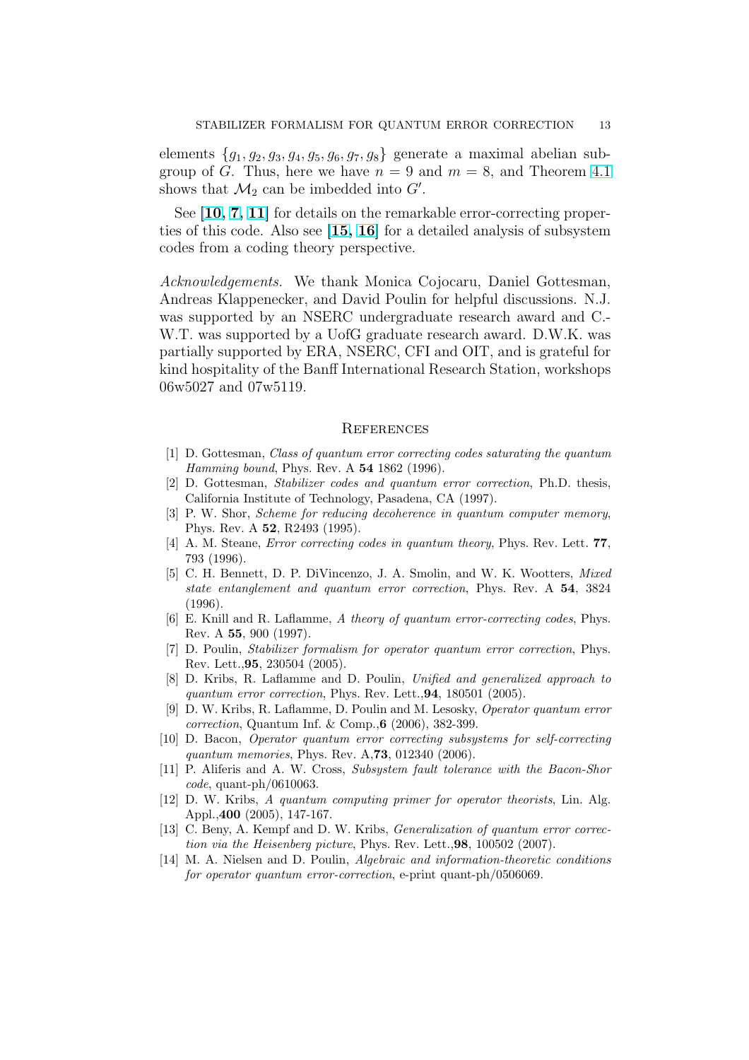elements $\{g_1, g_2, g_3, g_4, g_5, g_6, g_7, g_8\}$ generate a maximal abelian subgroup of $G$. Thus, here we have $n = 9$ and $m = 8$, and Theorem 4.1 shows that $\mathcal{M}_2$ can be imbedded into $G'$.

See [**10**, **7**, **11**] for details on the remarkable error-correcting properties of this code. Also see [**15**, **16**] for a detailed analysis of subsystem codes from a coding theory perspective.

*Acknowledgements.* We thank Monica Cojocaru, Daniel Gottesman, Andreas Klappenecker, and David Poulin for helpful discussions. N.J. was supported by an NSERC undergraduate research award and C.-W.T. was supported by a UofG graduate research award. D.W.K. was partially supported by ERA, NSERC, CFI and OIT, and is grateful for kind hospitality of the Banff International Research Station, workshops 06w5027 and 07w5119.

## References

[1] D. Gottesman, *Class of quantum error correcting codes saturating the quantum Hamming bound*, Phys. Rev. A **54** 1862 (1996).

[2] D. Gottesman, *Stabilizer codes and quantum error correction*, Ph.D. thesis, California Institute of Technology, Pasadena, CA (1997).

[3] P. W. Shor, *Scheme for reducing decoherence in quantum computer memory*, Phys. Rev. A **52**, R2493 (1995).

[4] A. M. Steane, *Error correcting codes in quantum theory*, Phys. Rev. Lett. **77**, 793 (1996).

[5] C. H. Bennett, D. P. DiVincenzo, J. A. Smolin, and W. K. Wootters, *Mixed state entanglement and quantum error correction*, Phys. Rev. A **54**, 3824 (1996).

[6] E. Knill and R. Laflamme, *A theory of quantum error-correcting codes*, Phys. Rev. A **55**, 900 (1997).

[7] D. Poulin, *Stabilizer formalism for operator quantum error correction*, Phys. Rev. Lett.,**95**, 230504 (2005).

[8] D. Kribs, R. Laflamme and D. Poulin, *Unified and generalized approach to quantum error correction*, Phys. Rev. Lett.,**94**, 180501 (2005).

[9] D. W. Kribs, R. Laflamme, D. Poulin and M. Lesosky, *Operator quantum error correction*, Quantum Inf. & Comp.,**6** (2006), 382-399.

[10] D. Bacon, *Operator quantum error correcting subsystems for self-correcting quantum memories*, Phys. Rev. A,**73**, 012340 (2006).

[11] P. Aliferis and A. W. Cross, *Subsystem fault tolerance with the Bacon-Shor code*, quant-ph/0610063.

[12] D. W. Kribs, *A quantum computing primer for operator theorists*, Lin. Alg. Appl.,**400** (2005), 147-167.

[13] C. Beny, A. Kempf and D. W. Kribs, *Generalization of quantum error correction via the Heisenberg picture*, Phys. Rev. Lett.,**98**, 100502 (2007).

[14] M. A. Nielsen and D. Poulin, *Algebraic and information-theoretic conditions for operator quantum error-correction*, e-print quant-ph/0506069.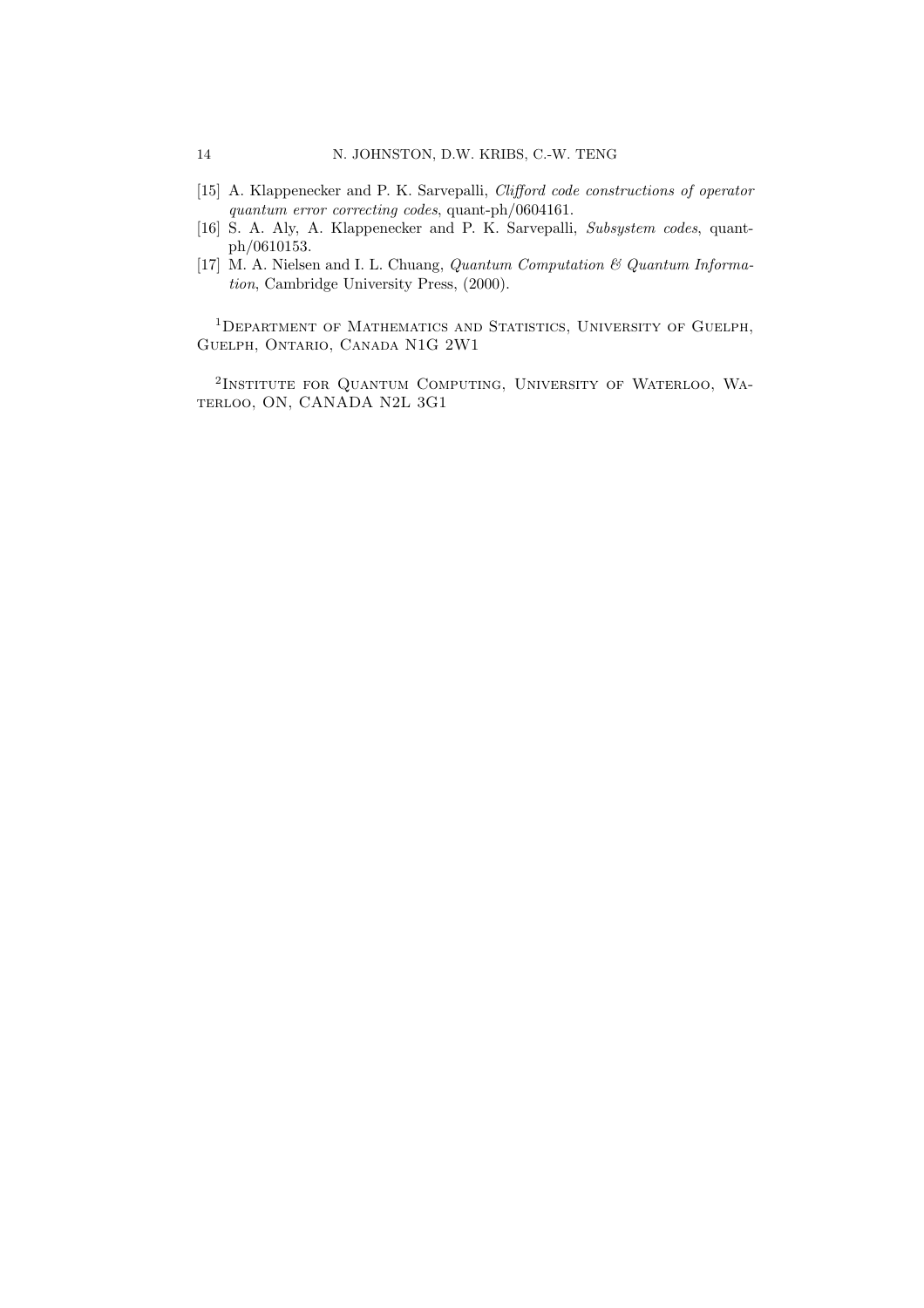[15] A. Klappenecker and P. K. Sarvepalli, *Clifford code constructions of operator quantum error correcting codes*, quant-ph/0604161.

[16] S. A. Aly, A. Klappenecker and P. K. Sarvepalli, *Subsystem codes*, quant-ph/0610153.

[17] M. A. Nielsen and I. L. Chuang, *Quantum Computation & Quantum Information*, Cambridge University Press, (2000).

[1]Department of Mathematics and Statistics, University of Guelph, Guelph, Ontario, Canada N1G 2W1

[2]Institute for Quantum Computing, University of Waterloo, Waterloo, ON, CANADA N2L 3G1